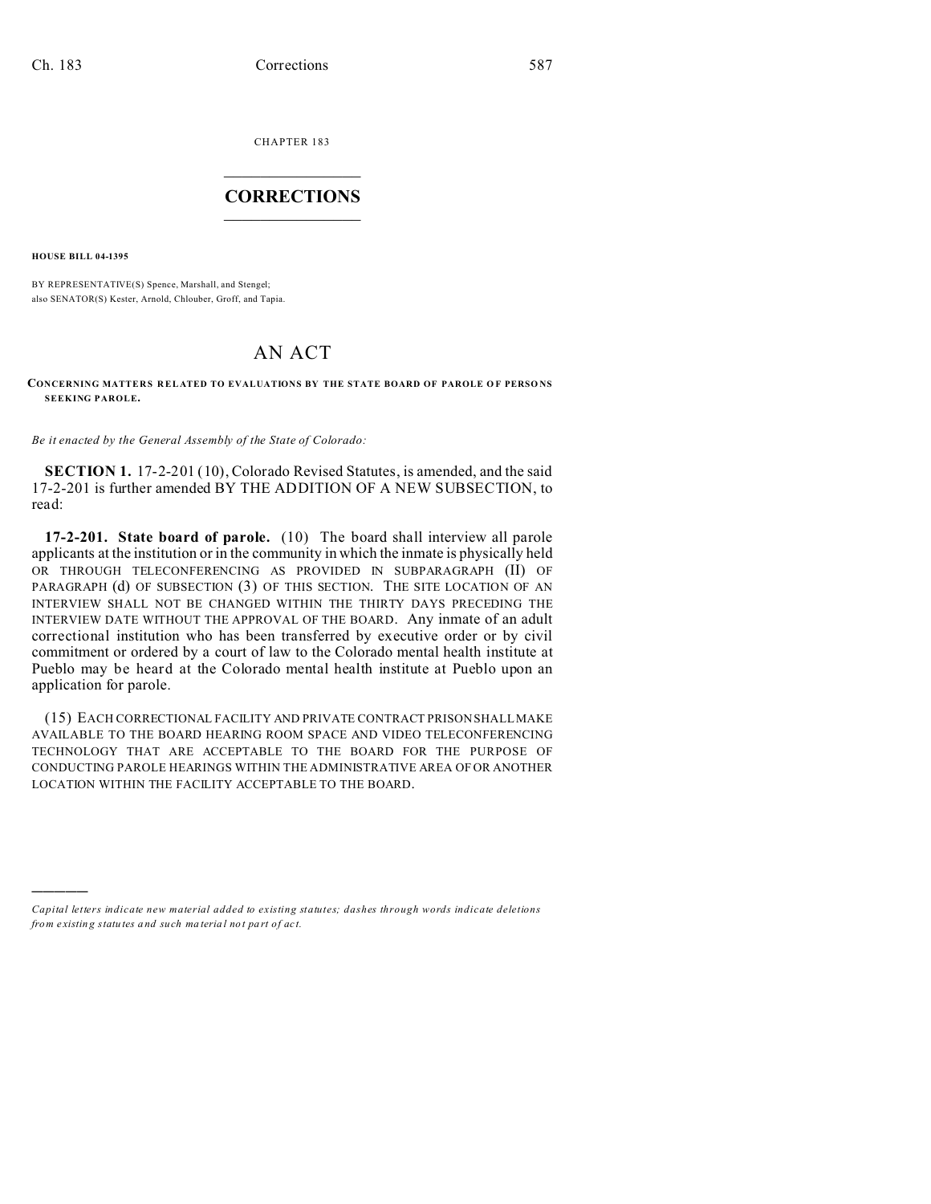CHAPTER 183

# CORRECTIONS

**HOUSE BILL 04-1395**

BY REPRESENTATIVE(S) Spence, Marshall, and Stengel;
also SENATOR(S) Kester, Arnold, Chlouber, Groff, and Tapia.

# AN ACT

**CONCERNING MATTERS RELATED TO EVALUATIONS BY THE STATE BOARD OF PAROLE OF PERSONS SEEKING PAROLE.**

*Be it enacted by the General Assembly of the State of Colorado:*

**SECTION 1.** 17-2-201 (10), Colorado Revised Statutes, is amended, and the said 17-2-201 is further amended BY THE ADDITION OF A NEW SUBSECTION, to read:

**17-2-201. State board of parole.** (10) The board shall interview all parole applicants at the institution or in the community in which the inmate is physically held OR THROUGH TELECONFERENCING AS PROVIDED IN SUBPARAGRAPH (II) OF PARAGRAPH (d) OF SUBSECTION (3) OF THIS SECTION. THE SITE LOCATION OF AN INTERVIEW SHALL NOT BE CHANGED WITHIN THE THIRTY DAYS PRECEDING THE INTERVIEW DATE WITHOUT THE APPROVAL OF THE BOARD. Any inmate of an adult correctional institution who has been transferred by executive order or by civil commitment or ordered by a court of law to the Colorado mental health institute at Pueblo may be heard at the Colorado mental health institute at Pueblo upon an application for parole.

(15) EACH CORRECTIONAL FACILITY AND PRIVATE CONTRACT PRISON SHALL MAKE AVAILABLE TO THE BOARD HEARING ROOM SPACE AND VIDEO TELECONFERENCING TECHNOLOGY THAT ARE ACCEPTABLE TO THE BOARD FOR THE PURPOSE OF CONDUCTING PAROLE HEARINGS WITHIN THE ADMINISTRATIVE AREA OF OR ANOTHER LOCATION WITHIN THE FACILITY ACCEPTABLE TO THE BOARD.

---

*Capital letters indicate new material added to existing statutes; dashes through words indicate deletions from existing statutes and such material not part of act.*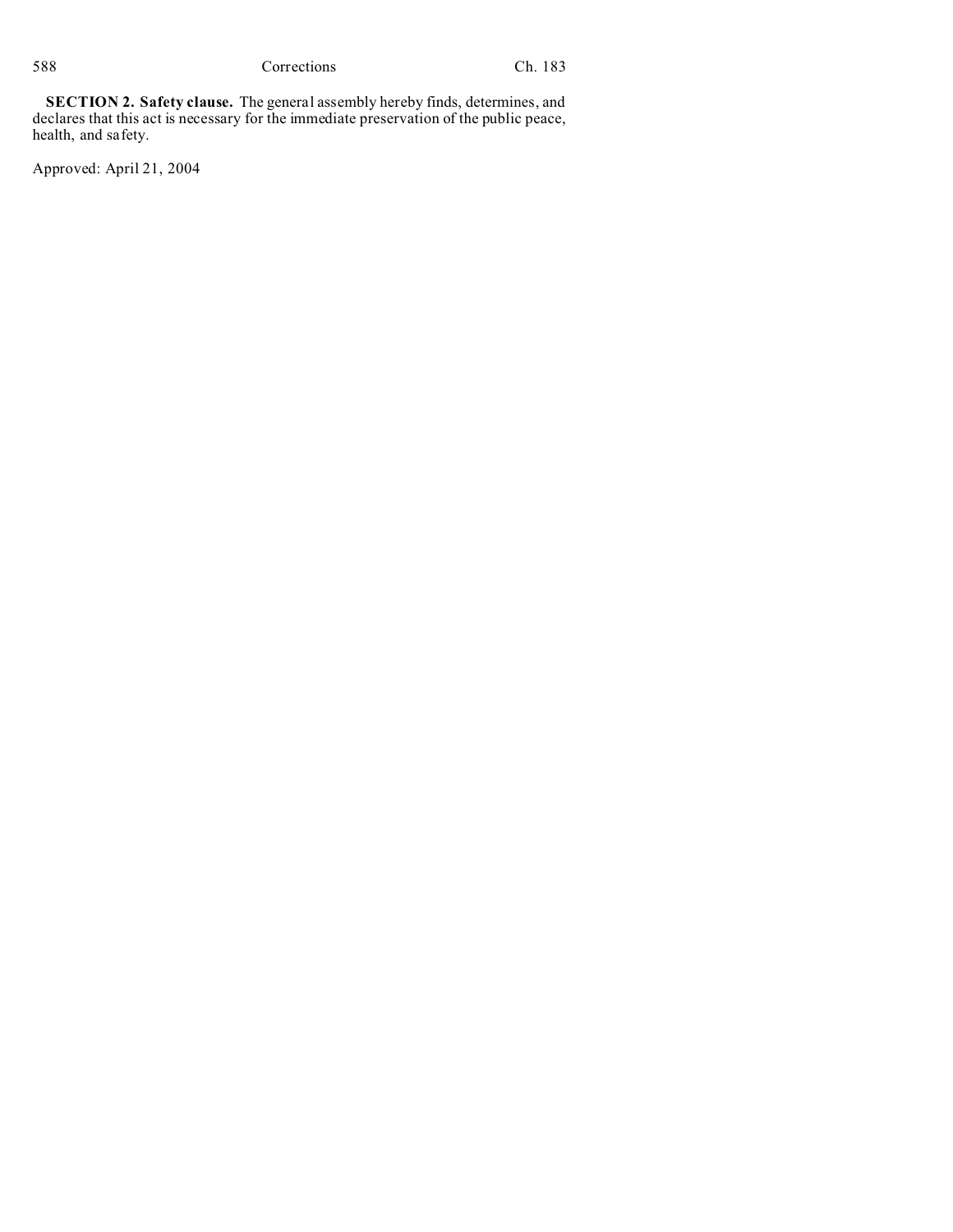**SECTION 2. Safety clause.** The general assembly hereby finds, determines, and declares that this act is necessary for the immediate preservation of the public peace, health, and safety.

Approved: April 21, 2004